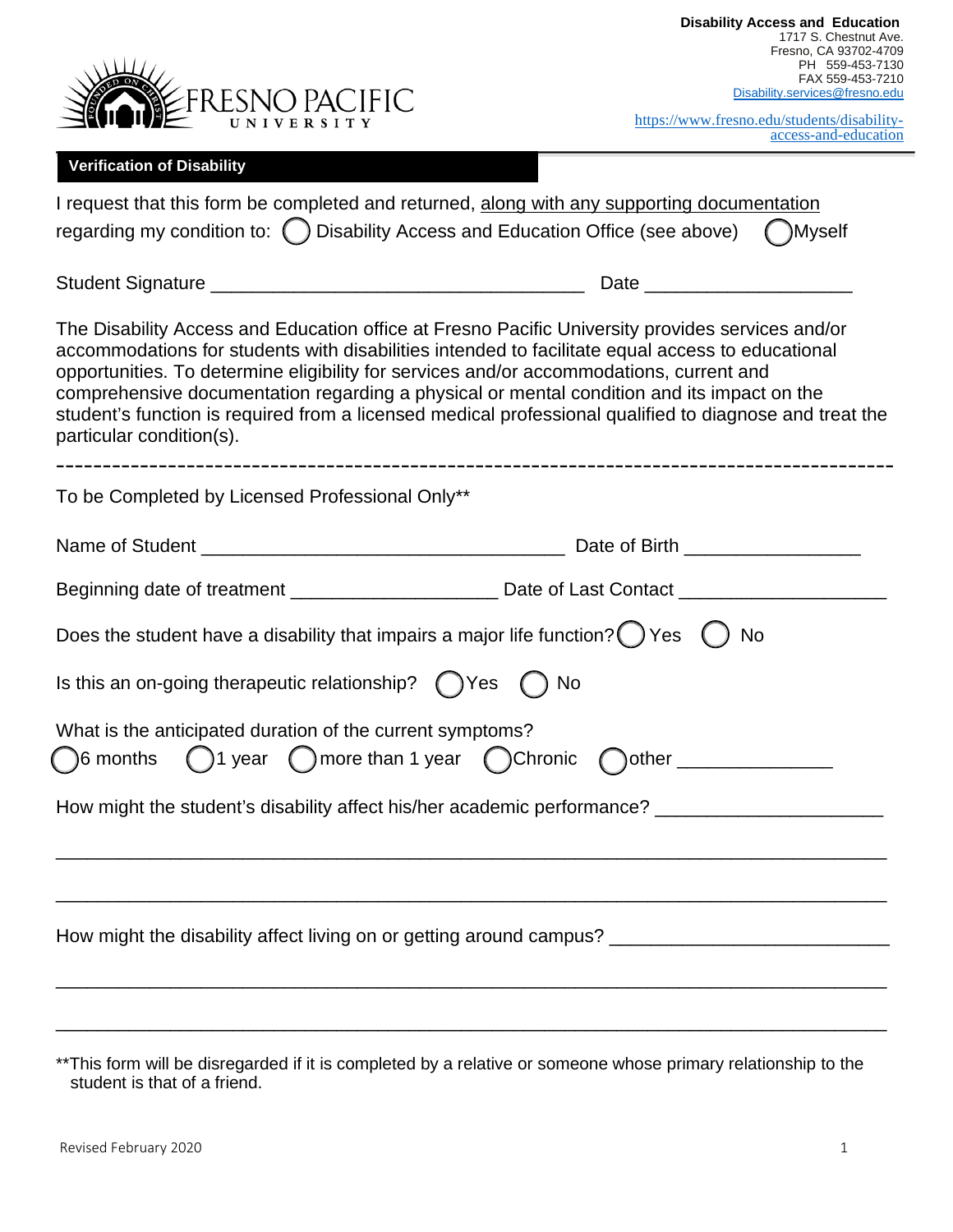FRESNO PACIFIC UNIVERSITY

**Disability Access and Education**
1717 S. Chestnut Ave.
Fresno, CA 93702-4709
PH 559-453-7130
FAX 559-453-7210
Disability.services@fresno.edu

https://www.fresno.edu/students/disability-access-and-education

## Verification of Disability

I request that this form be completed and returned, along with any supporting documentation regarding my condition to: ◯ Disability Access and Education Office (see above) ◯ Myself

Student Signature ___________________________________ Date ___________________

The Disability Access and Education office at Fresno Pacific University provides services and/or accommodations for students with disabilities intended to facilitate equal access to educational opportunities. To determine eligibility for services and/or accommodations, current and comprehensive documentation regarding a physical or mental condition and its impact on the student's function is required from a licensed medical professional qualified to diagnose and treat the particular condition(s).

---

To be Completed by Licensed Professional Only**

Name of Student __________________________________ Date of Birth ________________

Beginning date of treatment ___________________ Date of Last Contact ___________________

Does the student have a disability that impairs a major life function? ◯ Yes ◯ No

Is this an on-going therapeutic relationship? ◯ Yes ◯ No

What is the anticipated duration of the current symptoms?
◯ 6 months ◯ 1 year ◯ more than 1 year ◯ Chronic ◯ other ______________

How might the student's disability affect his/her academic performance? ____________________

______________________________________________________________________________

______________________________________________________________________________

How might the disability affect living on or getting around campus? _________________________

______________________________________________________________________________

______________________________________________________________________________

**This form will be disregarded if it is completed by a relative or someone whose primary relationship to the student is that of a friend.

Revised February 2020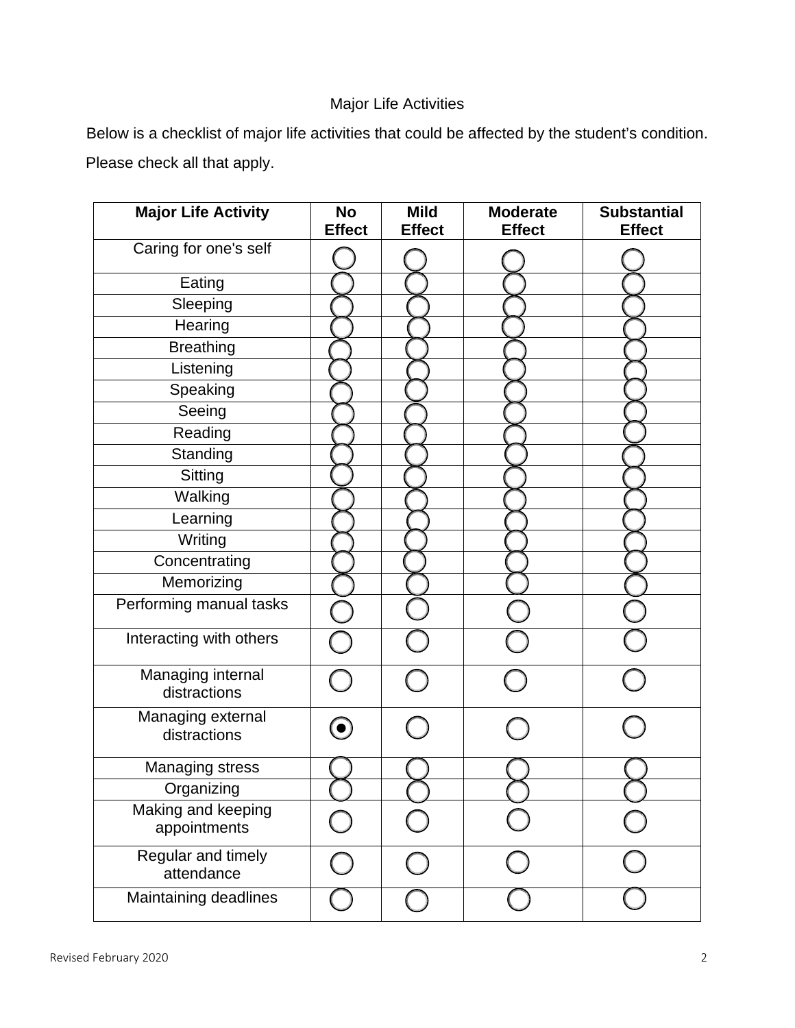Major Life Activities

Below is a checklist of major life activities that could be affected by the student's condition. Please check all that apply.

| Major Life Activity | No Effect | Mild Effect | Moderate Effect | Substantial Effect |
|---|---|---|---|---|
| Caring for one's self | ○ | ○ | ○ | ○ |
| Eating | ○ | ○ | ○ | ○ |
| Sleeping | ○ | ○ | ○ | ○ |
| Hearing | ○ | ○ | ○ | ○ |
| Breathing | ○ | ○ | ○ | ○ |
| Listening | ○ | ○ | ○ | ○ |
| Speaking | ○ | ○ | ○ | ○ |
| Seeing | ○ | ○ | ○ | ○ |
| Reading | ○ | ○ | ○ | ○ |
| Standing | ○ | ○ | ○ | ○ |
| Sitting | ○ | ○ | ○ | ○ |
| Walking | ○ | ○ | ○ | ○ |
| Learning | ○ | ○ | ○ | ○ |
| Writing | ○ | ○ | ○ | ○ |
| Concentrating | ○ | ○ | ○ | ○ |
| Memorizing | ○ | ○ | ○ | ○ |
| Performing manual tasks | ○ | ○ | ○ | ○ |
| Interacting with others | ○ | ○ | ○ | ○ |
| Managing internal distractions | ○ | ○ | ○ | ○ |
| Managing external distractions | ◉ | ○ | ○ | ○ |
| Managing stress | ○ | ○ | ○ | ○ |
| Organizing | ○ | ○ | ○ | ○ |
| Making and keeping appointments | ○ | ○ | ○ | ○ |
| Regular and timely attendance | ○ | ○ | ○ | ○ |
| Maintaining deadlines | ○ | ○ | ○ | ○ |

Revised February 2020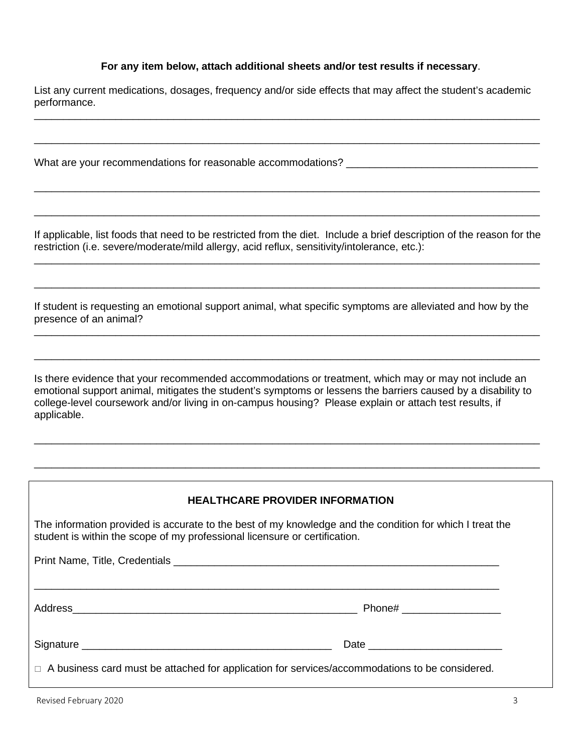**For any item below, attach additional sheets and/or test results if necessary**.

List any current medications, dosages, frequency and/or side effects that may affect the student's academic performance.

______________________________________________________________________________

______________________________________________________________________________

What are your recommendations for reasonable accommodations? ______________________________

______________________________________________________________________________

______________________________________________________________________________

If applicable, list foods that need to be restricted from the diet. Include a brief description of the reason for the restriction (i.e. severe/moderate/mild allergy, acid reflux, sensitivity/intolerance, etc.):

______________________________________________________________________________

______________________________________________________________________________

If student is requesting an emotional support animal, what specific symptoms are alleviated and how by the presence of an animal?

______________________________________________________________________________

______________________________________________________________________________

Is there evidence that your recommended accommodations or treatment, which may or may not include an emotional support animal, mitigates the student's symptoms or lessens the barriers caused by a disability to college-level coursework and/or living in on-campus housing? Please explain or attach test results, if applicable.

______________________________________________________________________________

______________________________________________________________________________

**HEALTHCARE PROVIDER INFORMATION**

The information provided is accurate to the best of my knowledge and the condition for which I treat the student is within the scope of my professional licensure or certification.

Print Name, Title, Credentials ______________________________________________________

______________________________________________________________________________

Address__________________________________________________ Phone# ________________

Signature ________________________________________ Date ______________________

□ A business card must be attached for application for services/accommodations to be considered.

Revised February 2020